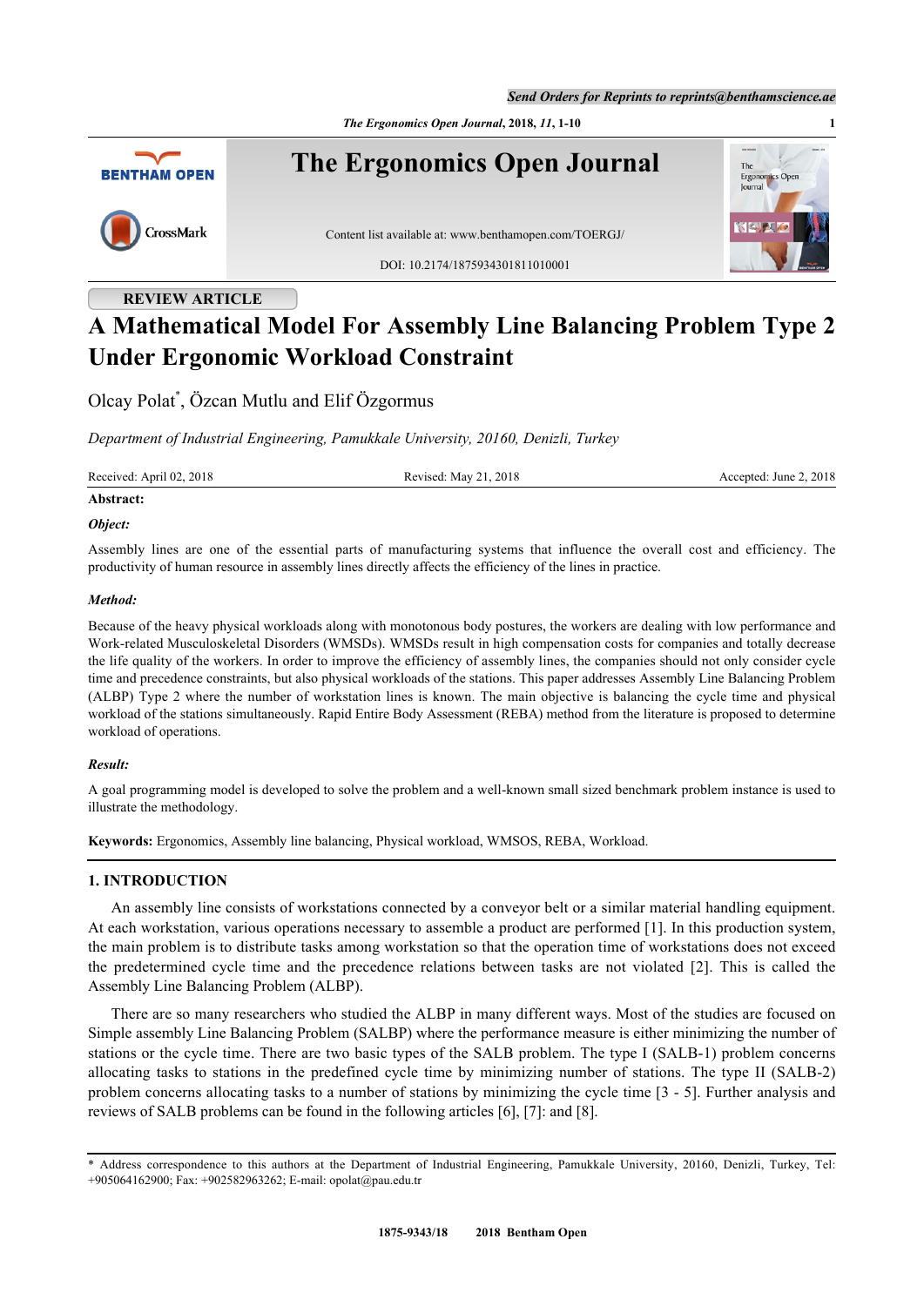REVIEW ARTICLE

# A Mathematical Model For Assembly Line Balancing Problem Type 2 Under Ergonomic Workload Constraint

Olcay Polat*, Özcan Mutlu and Elif Özgormus

*Department of Industrial Engineering, Pamukkale University, 20160, Denizli, Turkey*

Received: April 02, 2018 Revised: May 21, 2018 Accepted: June 2, 2018

**Abstract:**

***Object:***

Assembly lines are one of the essential parts of manufacturing systems that influence the overall cost and efficiency. The productivity of human resource in assembly lines directly affects the efficiency of the lines in practice.

***Method:***

Because of the heavy physical workloads along with monotonous body postures, the workers are dealing with low performance and Work-related Musculoskeletal Disorders (WMSDs). WMSDs result in high compensation costs for companies and totally decrease the life quality of the workers. In order to improve the efficiency of assembly lines, the companies should not only consider cycle time and precedence constraints, but also physical workloads of the stations. This paper addresses Assembly Line Balancing Problem (ALBP) Type 2 where the number of workstation lines is known. The main objective is balancing the cycle time and physical workload of the stations simultaneously. Rapid Entire Body Assessment (REBA) method from the literature is proposed to determine workload of operations.

***Result:***

A goal programming model is developed to solve the problem and a well-known small sized benchmark problem instance is used to illustrate the methodology.

**Keywords:** Ergonomics, Assembly line balancing, Physical workload, WMSOS, REBA, Workload.

## 1. INTRODUCTION

An assembly line consists of workstations connected by a conveyor belt or a similar material handling equipment. At each workstation, various operations necessary to assemble a product are performed [1]. In this production system, the main problem is to distribute tasks among workstation so that the operation time of workstations does not exceed the predetermined cycle time and the precedence relations between tasks are not violated [2]. This is called the Assembly Line Balancing Problem (ALBP).

There are so many researchers who studied the ALBP in many different ways. Most of the studies are focused on Simple assembly Line Balancing Problem (SALBP) where the performance measure is either minimizing the number of stations or the cycle time. There are two basic types of the SALB problem. The type I (SALB-1) problem concerns allocating tasks to stations in the predefined cycle time by minimizing number of stations. The type II (SALB-2) problem concerns allocating tasks to a number of stations by minimizing the cycle time [3 - 5]. Further analysis and reviews of SALB problems can be found in the following articles [6], [7]: and [8].

---

* Address correspondence to this authors at the Department of Industrial Engineering, Pamukkale University, 20160, Denizli, Turkey, Tel: +905064162900; Fax: +902582963262; E-mail: opolat@pau.edu.tr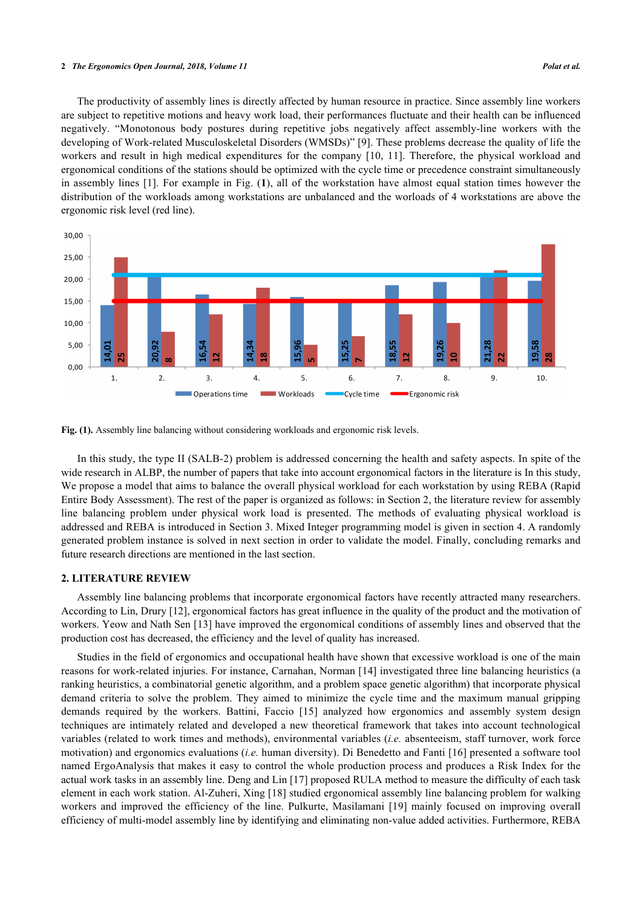The productivity of assembly lines is directly affected by human resource in practice. Since assembly line workers are subject to repetitive motions and heavy work load, their performances fluctuate and their health can be influenced negatively. "Monotonous body postures during repetitive jobs negatively affect assembly-line workers with the developing of Work-related Musculoskeletal Disorders (WMSDs)" [9]. These problems decrease the quality of life the workers and result in high medical expenditures for the company [10, 11]. Therefore, the physical workload and ergonomical conditions of the stations should be optimized with the cycle time or precedence constraint simultaneously in assembly lines [1]. For example in Fig. (**1**), all of the workstation have almost equal station times however the distribution of the workloads among workstations are unbalanced and the worloads of 4 workstations are above the ergonomic risk level (red line).

**Fig. (1).** Assembly line balancing without considering workloads and ergonomic risk levels.

In this study, the type II (SALB-2) problem is addressed concerning the health and safety aspects. In spite of the wide research in ALBP, the number of papers that take into account ergonomical factors in the literature is In this study, We propose a model that aims to balance the overall physical workload for each workstation by using REBA (Rapid Entire Body Assessment). The rest of the paper is organized as follows: in Section 2, the literature review for assembly line balancing problem under physical work load is presented. The methods of evaluating physical workload is addressed and REBA is introduced in Section 3. Mixed Integer programming model is given in section 4. A randomly generated problem instance is solved in next section in order to validate the model. Finally, concluding remarks and future research directions are mentioned in the last section.

## 2. LITERATURE REVIEW

Assembly line balancing problems that incorporate ergonomical factors have recently attracted many researchers. According to Lin, Drury [12], ergonomical factors has great influence in the quality of the product and the motivation of workers. Yeow and Nath Sen [13] have improved the ergonomical conditions of assembly lines and observed that the production cost has decreased, the efficiency and the level of quality has increased.

Studies in the field of ergonomics and occupational health have shown that excessive workload is one of the main reasons for work-related injuries. For instance, Carnahan, Norman [14] investigated three line balancing heuristics (a ranking heuristics, a combinatorial genetic algorithm, and a problem space genetic algorithm) that incorporate physical demand criteria to solve the problem. They aimed to minimize the cycle time and the maximum manual gripping demands required by the workers. Battini, Faccio [15] analyzed how ergonomics and assembly system design techniques are intimately related and developed a new theoretical framework that takes into account technological variables (related to work times and methods), environmental variables (*i.e.* absenteeism, staff turnover, work force motivation) and ergonomics evaluations (*i.e.* human diversity). Di Benedetto and Fanti [16] presented a software tool named ErgoAnalysis that makes it easy to control the whole production process and produces a Risk Index for the actual work tasks in an assembly line. Deng and Lin [17] proposed RULA method to measure the difficulty of each task element in each work station. Al-Zuheri, Xing [18] studied ergonomical assembly line balancing problem for walking workers and improved the efficiency of the line. Pulkurte, Masilamani [19] mainly focused on improving overall efficiency of multi-model assembly line by identifying and eliminating non-value added activities. Furthermore, REBA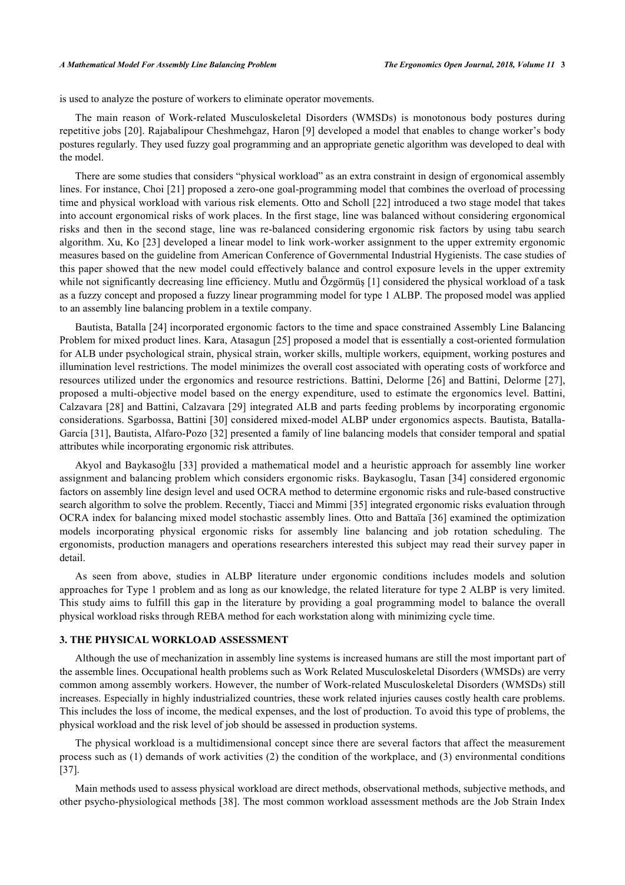is used to analyze the posture of workers to eliminate operator movements.

The main reason of Work-related Musculoskeletal Disorders (WMSDs) is monotonous body postures during repetitive jobs [20]. Rajabalipour Cheshmehgaz, Haron [9] developed a model that enables to change worker's body postures regularly. They used fuzzy goal programming and an appropriate genetic algorithm was developed to deal with the model.

There are some studies that considers "physical workload" as an extra constraint in design of ergonomical assembly lines. For instance, Choi [21] proposed a zero-one goal-programming model that combines the overload of processing time and physical workload with various risk elements. Otto and Scholl [22] introduced a two stage model that takes into account ergonomical risks of work places. In the first stage, line was balanced without considering ergonomical risks and then in the second stage, line was re-balanced considering ergonomic risk factors by using tabu search algorithm. Xu, Ko [23] developed a linear model to link work-worker assignment to the upper extremity ergonomic measures based on the guideline from American Conference of Governmental Industrial Hygienists. The case studies of this paper showed that the new model could effectively balance and control exposure levels in the upper extremity while not significantly decreasing line efficiency. Mutlu and Özgörmüş [1] considered the physical workload of a task as a fuzzy concept and proposed a fuzzy linear programming model for type 1 ALBP. The proposed model was applied to an assembly line balancing problem in a textile company.

Bautista, Batalla [24] incorporated ergonomic factors to the time and space constrained Assembly Line Balancing Problem for mixed product lines. Kara, Atasagun [25] proposed a model that is essentially a cost-oriented formulation for ALB under psychological strain, physical strain, worker skills, multiple workers, equipment, working postures and illumination level restrictions. The model minimizes the overall cost associated with operating costs of workforce and resources utilized under the ergonomics and resource restrictions. Battini, Delorme [26] and Battini, Delorme [27], proposed a multi-objective model based on the energy expenditure, used to estimate the ergonomics level. Battini, Calzavara [28] and Battini, Calzavara [29] integrated ALB and parts feeding problems by incorporating ergonomic considerations. Sgarbossa, Battini [30] considered mixed-model ALBP under ergonomics aspects. Bautista, Batalla-García [31], Bautista, Alfaro-Pozo [32] presented a family of line balancing models that consider temporal and spatial attributes while incorporating ergonomic risk attributes.

Akyol and Baykasoğlu [33] provided a mathematical model and a heuristic approach for assembly line worker assignment and balancing problem which considers ergonomic risks. Baykasoglu, Tasan [34] considered ergonomic factors on assembly line design level and used OCRA method to determine ergonomic risks and rule-based constructive search algorithm to solve the problem. Recently, Tiacci and Mimmi [35] integrated ergonomic risks evaluation through OCRA index for balancing mixed model stochastic assembly lines. Otto and Battaïa [36] examined the optimization models incorporating physical ergonomic risks for assembly line balancing and job rotation scheduling. The ergonomists, production managers and operations researchers interested this subject may read their survey paper in detail.

As seen from above, studies in ALBP literature under ergonomic conditions includes models and solution approaches for Type 1 problem and as long as our knowledge, the related literature for type 2 ALBP is very limited. This study aims to fulfill this gap in the literature by providing a goal programming model to balance the overall physical workload risks through REBA method for each workstation along with minimizing cycle time.

## 3. THE PHYSICAL WORKLOAD ASSESSMENT

Although the use of mechanization in assembly line systems is increased humans are still the most important part of the assemble lines. Occupational health problems such as Work Related Musculoskeletal Disorders (WMSDs) are verry common among assembly workers. However, the number of Work-related Musculoskeletal Disorders (WMSDs) still increases. Especially in highly industrialized countries, these work related injuries causes costly health care problems. This includes the loss of income, the medical expenses, and the lost of production. To avoid this type of problems, the physical workload and the risk level of job should be assessed in production systems.

The physical workload is a multidimensional concept since there are several factors that affect the measurement process such as (1) demands of work activities (2) the condition of the workplace, and (3) environmental conditions [37].

Main methods used to assess physical workload are direct methods, observational methods, subjective methods, and other psycho-physiological methods [38]. The most common workload assessment methods are the Job Strain Index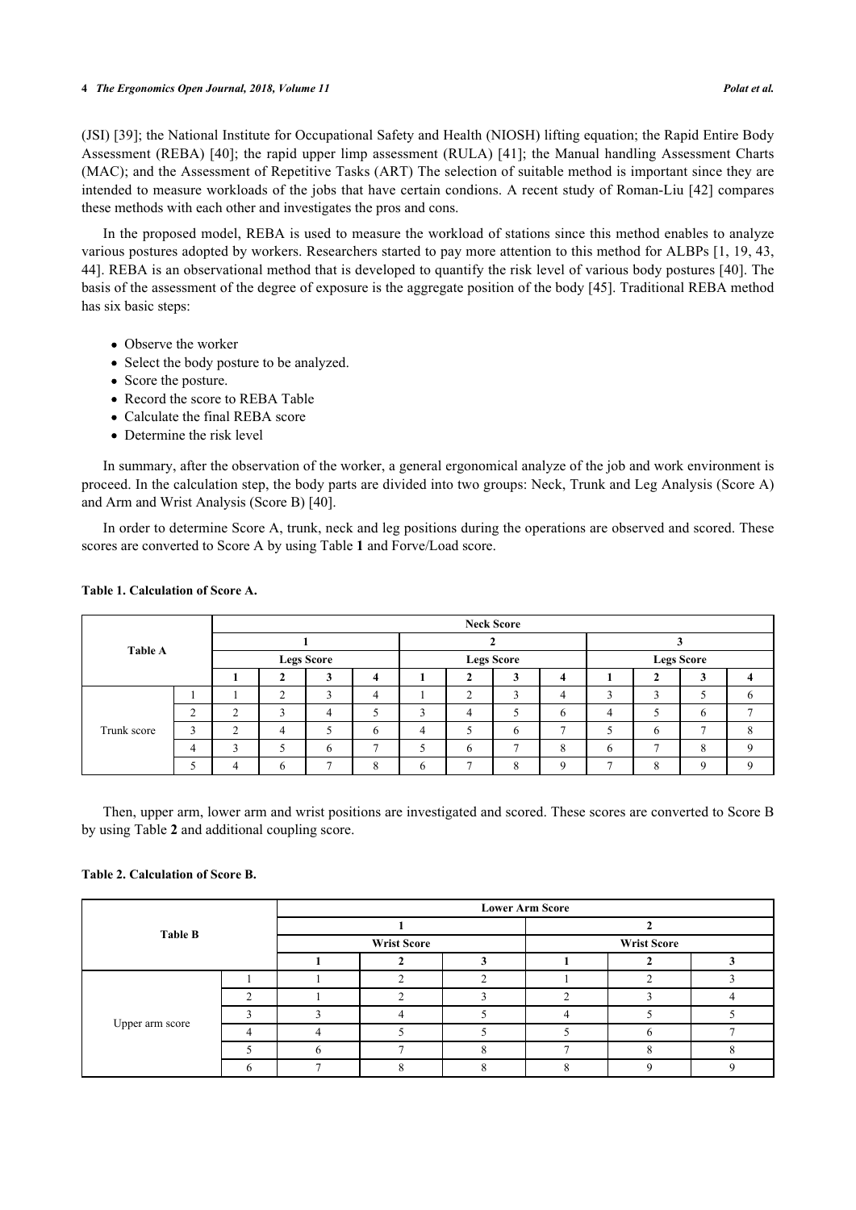(JSI) [39]; the National Institute for Occupational Safety and Health (NIOSH) lifting equation; the Rapid Entire Body Assessment (REBA) [40]; the rapid upper limp assessment (RULA) [41]; the Manual handling Assessment Charts (MAC); and the Assessment of Repetitive Tasks (ART) The selection of suitable method is important since they are intended to measure workloads of the jobs that have certain condions. A recent study of Roman-Liu [42] compares these methods with each other and investigates the pros and cons.

In the proposed model, REBA is used to measure the workload of stations since this method enables to analyze various postures adopted by workers. Researchers started to pay more attention to this method for ALBPs [1, 19, 43, 44]. REBA is an observational method that is developed to quantify the risk level of various body postures [40]. The basis of the assessment of the degree of exposure is the aggregate position of the body [45]. Traditional REBA method has six basic steps:

- Observe the worker
- Select the body posture to be analyzed.
- Score the posture.
- Record the score to REBA Table
- Calculate the final REBA score
- Determine the risk level

In summary, after the observation of the worker, a general ergonomical analyze of the job and work environment is proceed. In the calculation step, the body parts are divided into two groups: Neck, Trunk and Leg Analysis (Score A) and Arm and Wrist Analysis (Score B) [40].

In order to determine Score A, trunk, neck and leg positions during the operations are observed and scored. These scores are converted to Score A by using Table **1** and Forve/Load score.

**Table 1. Calculation of Score A.**

| Table A | | Neck Score | | | | | | | | | | | |
|---|---|---|---|---|---|---|---|---|---|---|---|---|---|
| | | 1 | | | | 2 | | | | 3 | | | |
| | | Legs Score | | | | Legs Score | | | | Legs Score | | | |
| | | 1 | 2 | 3 | 4 | 1 | 2 | 3 | 4 | 1 | 2 | 3 | 4 |
| Trunk score | 1 | 1 | 2 | 3 | 4 | 1 | 2 | 3 | 4 | 3 | 3 | 5 | 6 |
| | 2 | 2 | 3 | 4 | 5 | 3 | 4 | 5 | 6 | 4 | 5 | 6 | 7 |
| | 3 | 2 | 4 | 5 | 6 | 4 | 5 | 6 | 7 | 5 | 6 | 7 | 8 |
| | 4 | 3 | 5 | 6 | 7 | 5 | 6 | 7 | 8 | 6 | 7 | 8 | 9 |
| | 5 | 4 | 6 | 7 | 8 | 6 | 7 | 8 | 9 | 7 | 8 | 9 | 9 |

Then, upper arm, lower arm and wrist positions are investigated and scored. These scores are converted to Score B by using Table **2** and additional coupling score.

**Table 2. Calculation of Score B.**

| Table B | | Lower Arm Score | | | | | |
|---|---|---|---|---|---|---|---|
| | | 1 | | | 2 | | |
| | | Wrist Score | | | Wrist Score | | |
| | | 1 | 2 | 3 | 1 | 2 | 3 |
| Upper arm score | 1 | 1 | 2 | 2 | 1 | 2 | 3 |
| | 2 | 1 | 2 | 3 | 2 | 3 | 4 |
| | 3 | 3 | 4 | 5 | 4 | 5 | 5 |
| | 4 | 4 | 5 | 5 | 5 | 6 | 7 |
| | 5 | 6 | 7 | 8 | 7 | 8 | 8 |
| | 6 | 7 | 8 | 8 | 8 | 9 | 9 |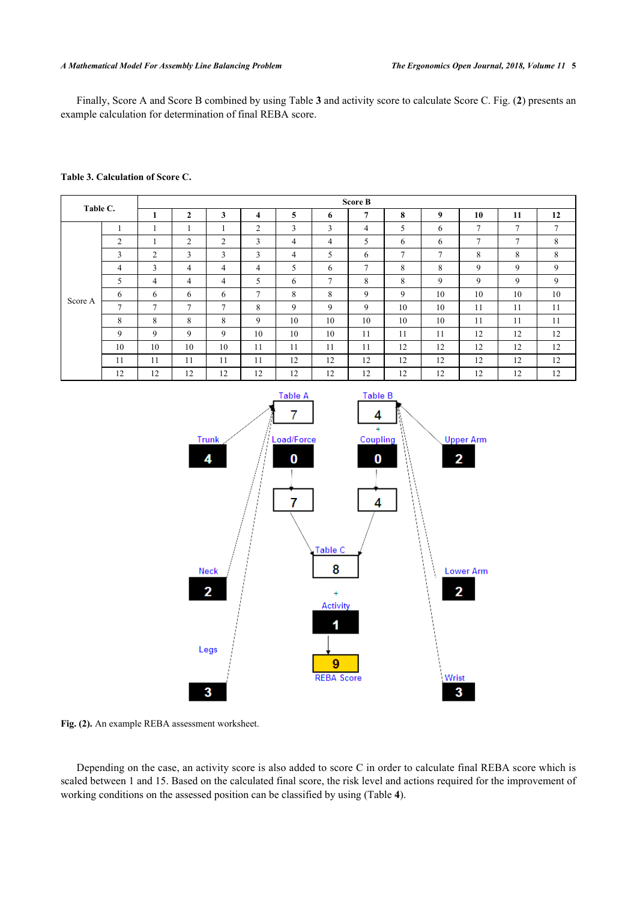Finally, Score A and Score B combined by using Table **3** and activity score to calculate Score C. Fig. (**2**) presents an example calculation for determination of final REBA score.

**Table 3. Calculation of Score C.**

| Table C. | | Score B | | | | | | | | | | | |
|---|---|---|---|---|---|---|---|---|---|---|---|---|---|
| | | **1** | **2** | **3** | **4** | **5** | **6** | **7** | **8** | **9** | **10** | **11** | **12** |
| Score A | 1 | 1 | 1 | 1 | 2 | 3 | 3 | 4 | 5 | 6 | 7 | 7 | 7 |
| | 2 | 1 | 2 | 2 | 3 | 4 | 4 | 5 | 6 | 6 | 7 | 7 | 8 |
| | 3 | 2 | 3 | 3 | 3 | 4 | 5 | 6 | 7 | 7 | 8 | 8 | 8 |
| | 4 | 3 | 4 | 4 | 4 | 5 | 6 | 7 | 8 | 8 | 9 | 9 | 9 |
| | 5 | 4 | 4 | 4 | 5 | 6 | 7 | 8 | 8 | 9 | 9 | 9 | 9 |
| | 6 | 6 | 6 | 6 | 7 | 8 | 8 | 9 | 9 | 10 | 10 | 10 | 10 |
| | 7 | 7 | 7 | 7 | 8 | 9 | 9 | 9 | 10 | 10 | 11 | 11 | 11 |
| | 8 | 8 | 8 | 8 | 9 | 10 | 10 | 10 | 10 | 10 | 11 | 11 | 11 |
| | 9 | 9 | 9 | 9 | 10 | 10 | 10 | 11 | 11 | 11 | 12 | 12 | 12 |
| | 10 | 10 | 10 | 10 | 11 | 11 | 11 | 11 | 12 | 12 | 12 | 12 | 12 |
| | 11 | 11 | 11 | 11 | 11 | 12 | 12 | 12 | 12 | 12 | 12 | 12 | 12 |
| | 12 | 12 | 12 | 12 | 12 | 12 | 12 | 12 | 12 | 12 | 12 | 12 | 12 |

**Fig. (2).** An example REBA assessment worksheet.

Depending on the case, an activity score is also added to score C in order to calculate final REBA score which is scaled between 1 and 15. Based on the calculated final score, the risk level and actions required for the improvement of working conditions on the assessed position can be classified by using (Table **4**).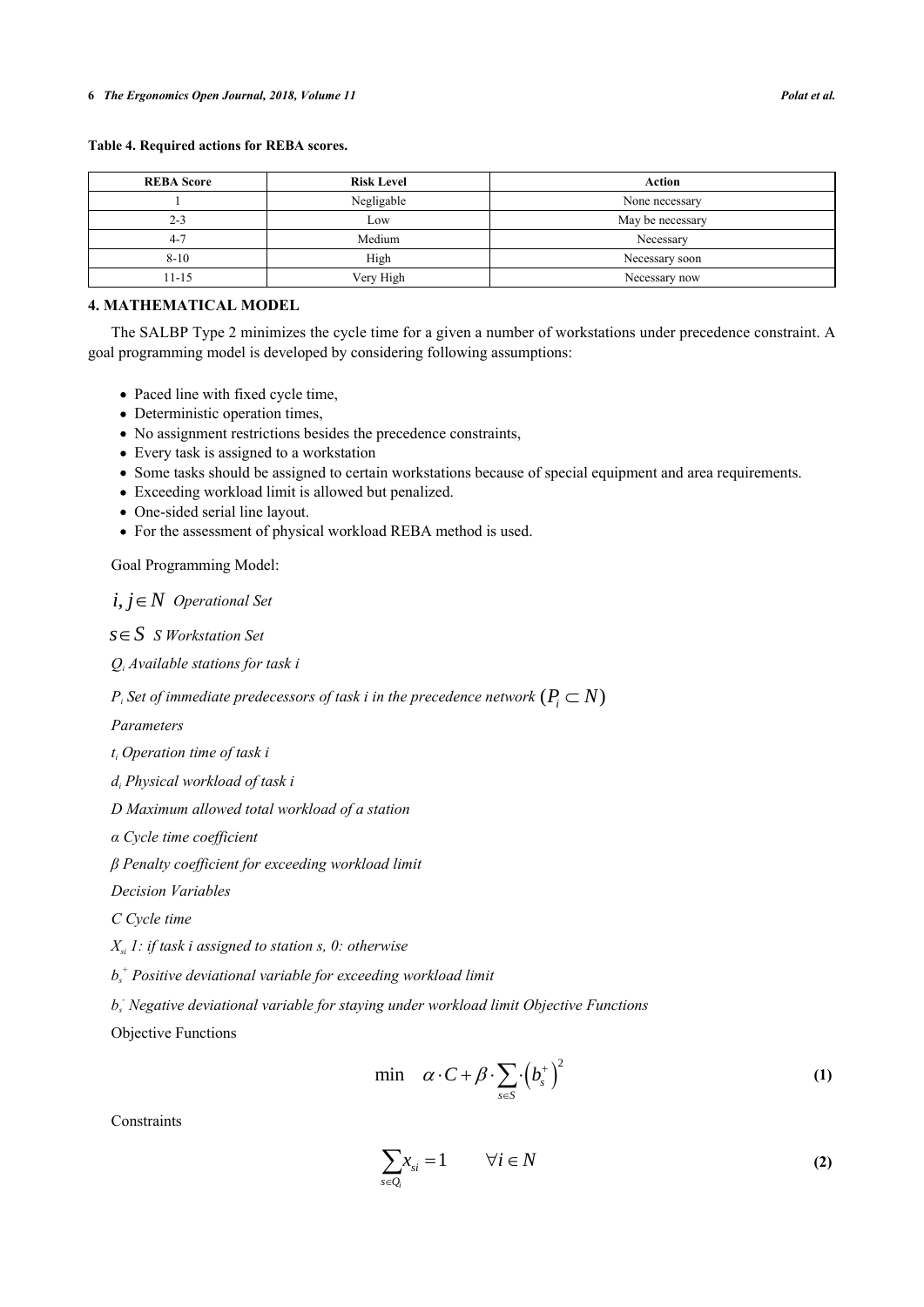**Table 4. Required actions for REBA scores.**

| REBA Score | Risk Level | Action |
|---|---|---|
| 1 | Negligable | None necessary |
| 2-3 | Low | May be necessary |
| 4-7 | Medium | Necessary |
| 8-10 | High | Necessary soon |
| 11-15 | Very High | Necessary now |

## 4. MATHEMATICAL MODEL

The SALBP Type 2 minimizes the cycle time for a given a number of workstations under precedence constraint. A goal programming model is developed by considering following assumptions:

- Paced line with fixed cycle time,
- Deterministic operation times,
- No assignment restrictions besides the precedence constraints,
- Every task is assigned to a workstation
- Some tasks should be assigned to certain workstations because of special equipment and area requirements.
- Exceeding workload limit is allowed but penalized.
- One-sided serial line layout.
- For the assessment of physical workload REBA method is used.

Goal Programming Model:

$i, j \in N$ *Operational Set*

$s \in S$ *S Workstation Set*

$Q_i$ *Available stations for task i*

$P_i$ *Set of immediate predecessors of task i in the precedence network* $(P_i \subset N)$

*Parameters*

$t_i$ *Operation time of task i*

$d_i$ *Physical workload of task i*

*D Maximum allowed total workload of a station*

*α Cycle time coefficient*

*β Penalty coefficient for exceeding workload limit*

*Decision Variables*

*C Cycle time*

$X_{si}$ *1: if task i assigned to station s, 0: otherwise*

$b_s^+$ *Positive deviational variable for exceeding workload limit*

$b_s^-$ *Negative deviational variable for staying under workload limit Objective Functions*

Objective Functions

$$\min \quad \alpha \cdot C + \beta \cdot \sum_{s \in S} \cdot \left(b_s^+\right)^2 \tag{1}$$

Constraints

$$\sum_{s \in Q_i} x_{si} = 1 \qquad \forall i \in N \tag{2}$$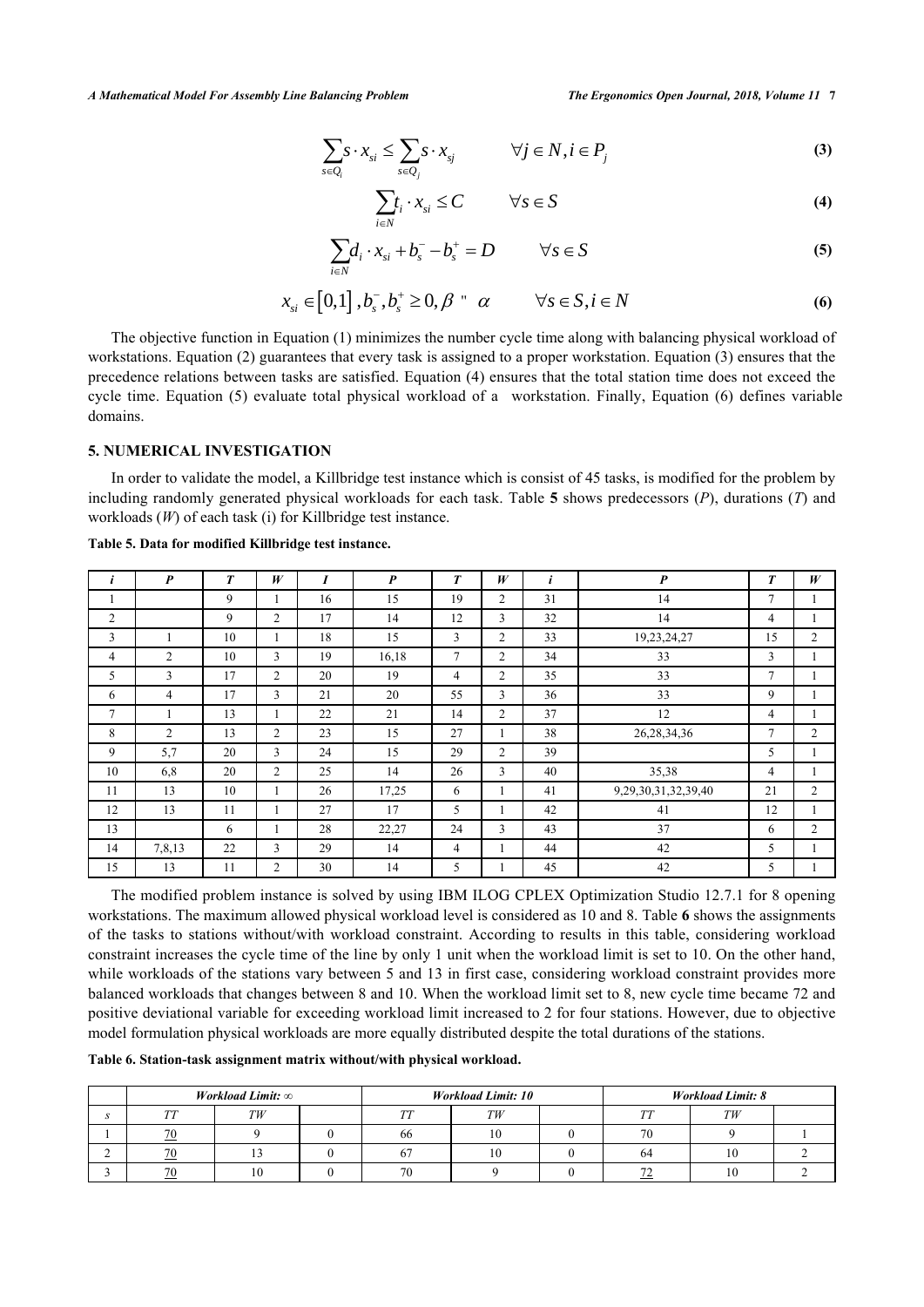$$\sum_{s\in Q_i} s \cdot x_{si} \le \sum_{s\in Q_j} s \cdot x_{sj} \qquad \forall j \in N, i \in P_j \tag{3}$$

$$\sum_{i\in N} t_i \cdot x_{si} \le C \qquad \forall s \in S \tag{4}$$

$$\sum_{i\in N} d_i \cdot x_{si} + b_s^- - b_s^+ = D \qquad \forall s \in S \tag{5}$$

$$x_{si} \in [0,1], b_s^-, b_s^+ \ge 0, \beta \text{ " } \alpha \qquad \forall s \in S, i \in N \tag{6}$$

The objective function in Equation (1) minimizes the number cycle time along with balancing physical workload of workstations. Equation (2) guarantees that every task is assigned to a proper workstation. Equation (3) ensures that the precedence relations between tasks are satisfied. Equation (4) ensures that the total station time does not exceed the cycle time. Equation (5) evaluate total physical workload of a workstation. Finally, Equation (6) defines variable domains.

## 5. NUMERICAL INVESTIGATION

In order to validate the model, a Killbridge test instance which is consist of 45 tasks, is modified for the problem by including randomly generated physical workloads for each task. Table **5** shows predecessors (*P*), durations (*T*) and workloads (*W*) of each task (i) for Killbridge test instance.

**Table 5. Data for modified Killbridge test instance.**

| *i* | *P* | *T* | *W* | *I* | *P* | *T* | *W* | *i* | *P* | *T* | *W* |
|---|---|---|---|---|---|---|---|---|---|---|---|
| 1 | | 9 | 1 | 16 | 15 | 19 | 2 | 31 | 14 | 7 | 1 |
| 2 | | 9 | 2 | 17 | 14 | 12 | 3 | 32 | 14 | 4 | 1 |
| 3 | 1 | 10 | 1 | 18 | 15 | 3 | 2 | 33 | 19,23,24,27 | 15 | 2 |
| 4 | 2 | 10 | 3 | 19 | 16,18 | 7 | 2 | 34 | 33 | 3 | 1 |
| 5 | 3 | 17 | 2 | 20 | 19 | 4 | 2 | 35 | 33 | 7 | 1 |
| 6 | 4 | 17 | 3 | 21 | 20 | 55 | 3 | 36 | 33 | 9 | 1 |
| 7 | 1 | 13 | 1 | 22 | 21 | 14 | 2 | 37 | 12 | 4 | 1 |
| 8 | 2 | 13 | 2 | 23 | 15 | 27 | 1 | 38 | 26,28,34,36 | 7 | 2 |
| 9 | 5,7 | 20 | 3 | 24 | 15 | 29 | 2 | 39 | | 5 | 1 |
| 10 | 6,8 | 20 | 2 | 25 | 14 | 26 | 3 | 40 | 35,38 | 4 | 1 |
| 11 | 13 | 10 | 1 | 26 | 17,25 | 6 | 1 | 41 | 9,29,30,31,32,39,40 | 21 | 2 |
| 12 | 13 | 11 | 1 | 27 | 17 | 5 | 1 | 42 | 41 | 12 | 1 |
| 13 | | 6 | 1 | 28 | 22,27 | 24 | 3 | 43 | 37 | 6 | 2 |
| 14 | 7,8,13 | 22 | 3 | 29 | 14 | 4 | 1 | 44 | 42 | 5 | 1 |
| 15 | 13 | 11 | 2 | 30 | 14 | 5 | 1 | 45 | 42 | 5 | 1 |

The modified problem instance is solved by using IBM ILOG CPLEX Optimization Studio 12.7.1 for 8 opening workstations. The maximum allowed physical workload level is considered as 10 and 8. Table **6** shows the assignments of the tasks to stations without/with workload constraint. According to results in this table, considering workload constraint increases the cycle time of the line by only 1 unit when the workload limit is set to 10. On the other hand, while workloads of the stations vary between 5 and 13 in first case, considering workload constraint provides more balanced workloads that changes between 8 and 10. When the workload limit set to 8, new cycle time became 72 and positive deviational variable for exceeding workload limit increased to 2 for four stations. However, due to objective model formulation physical workloads are more equally distributed despite the total durations of the stations.

**Table 6. Station-task assignment matrix without/with physical workload.**

| | *Workload Limit: ∞* | | | *Workload Limit: 10* | | | *Workload Limit: 8* | | |
|---|---|---|---|---|---|---|---|---|---|
| *s* | *TT* | *TW* | | *TT* | *TW* | | *TT* | *TW* | |
| 1 | <u>70</u> | 9 | 0 | 66 | 10 | 0 | 70 | 9 | 1 |
| 2 | <u>70</u> | 13 | 0 | 67 | 10 | 0 | 64 | 10 | 2 |
| 3 | <u>70</u> | 10 | 0 | 70 | 9 | 0 | <u>72</u> | 10 | 2 |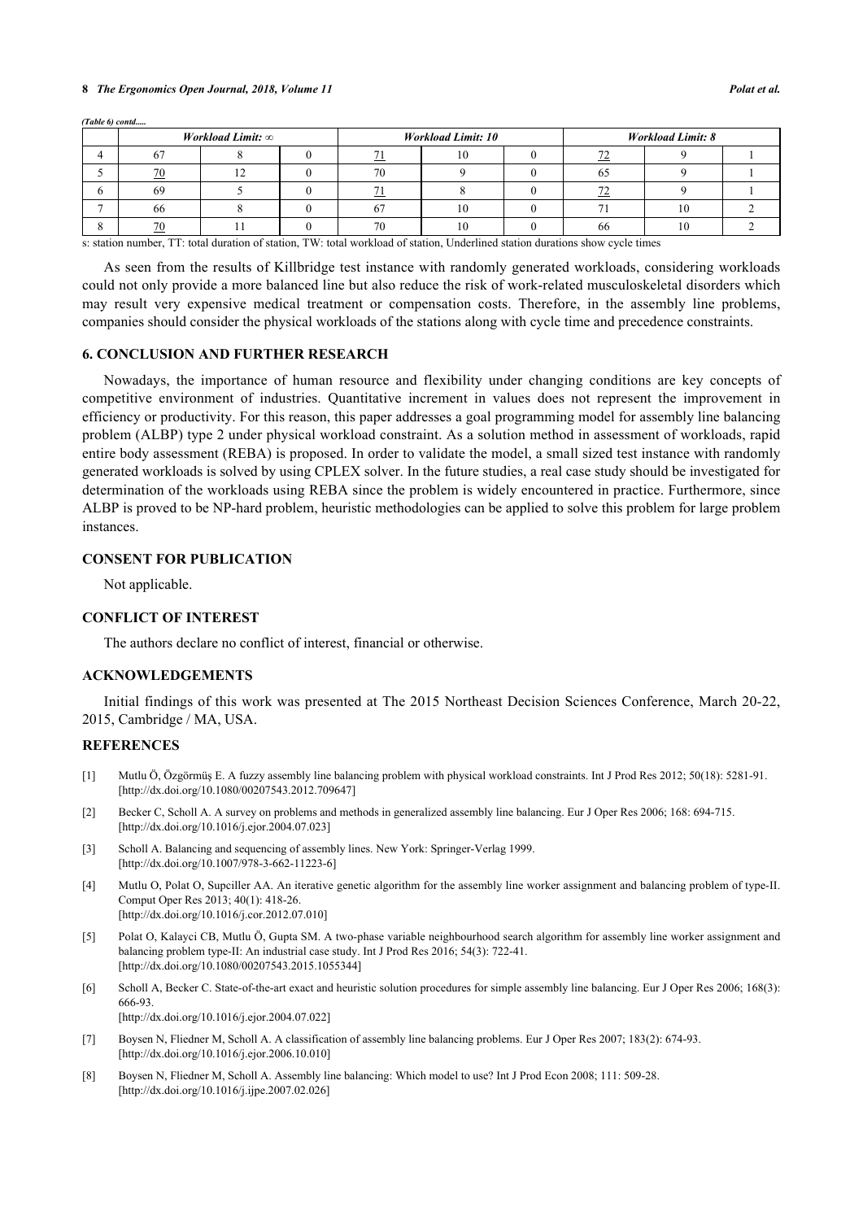*(Table 6) contd.....*

| | *Workload Limit: ∞* | | | *Workload Limit: 10* | | | *Workload Limit: 8* | | |
|---|---|---|---|---|---|---|---|---|---|
| 4 | 67 | 8 | 0 | 71 | 10 | 0 | 72 | 9 | 1 |
| 5 | 70 | 12 | 0 | 70 | 9 | 0 | 65 | 9 | 1 |
| 6 | 69 | 5 | 0 | 71 | 8 | 0 | 72 | 9 | 1 |
| 7 | 66 | 8 | 0 | 67 | 10 | 0 | 71 | 10 | 2 |
| 8 | 70 | 11 | 0 | 70 | 10 | 0 | 66 | 10 | 2 |

s: station number, TT: total duration of station, TW: total workload of station, Underlined station durations show cycle times

As seen from the results of Killbridge test instance with randomly generated workloads, considering workloads could not only provide a more balanced line but also reduce the risk of work-related musculoskeletal disorders which may result very expensive medical treatment or compensation costs. Therefore, in the assembly line problems, companies should consider the physical workloads of the stations along with cycle time and precedence constraints.

## 6. CONCLUSION AND FURTHER RESEARCH

Nowadays, the importance of human resource and flexibility under changing conditions are key concepts of competitive environment of industries. Quantitative increment in values does not represent the improvement in efficiency or productivity. For this reason, this paper addresses a goal programming model for assembly line balancing problem (ALBP) type 2 under physical workload constraint. As a solution method in assessment of workloads, rapid entire body assessment (REBA) is proposed. In order to validate the model, a small sized test instance with randomly generated workloads is solved by using CPLEX solver. In the future studies, a real case study should be investigated for determination of the workloads using REBA since the problem is widely encountered in practice. Furthermore, since ALBP is proved to be NP-hard problem, heuristic methodologies can be applied to solve this problem for large problem instances.

## CONSENT FOR PUBLICATION

Not applicable.

## CONFLICT OF INTEREST

The authors declare no conflict of interest, financial or otherwise.

## ACKNOWLEDGEMENTS

Initial findings of this work was presented at The 2015 Northeast Decision Sciences Conference, March 20-22, 2015, Cambridge / MA, USA.

## REFERENCES

[1] Mutlu Ö, Özgörmüş E. A fuzzy assembly line balancing problem with physical workload constraints. Int J Prod Res 2012; 50(18): 5281-91. [http://dx.doi.org/10.1080/00207543.2012.709647]

[2] Becker C, Scholl A. A survey on problems and methods in generalized assembly line balancing. Eur J Oper Res 2006; 168: 694-715. [http://dx.doi.org/10.1016/j.ejor.2004.07.023]

[3] Scholl A. Balancing and sequencing of assembly lines. New York: Springer-Verlag 1999. [http://dx.doi.org/10.1007/978-3-662-11223-6]

[4] Mutlu O, Polat O, Supciller AA. An iterative genetic algorithm for the assembly line worker assignment and balancing problem of type-II. Comput Oper Res 2013; 40(1): 418-26. [http://dx.doi.org/10.1016/j.cor.2012.07.010]

[5] Polat O, Kalayci CB, Mutlu Ö, Gupta SM. A two-phase variable neighbourhood search algorithm for assembly line worker assignment and balancing problem type-II: An industrial case study. Int J Prod Res 2016; 54(3): 722-41. [http://dx.doi.org/10.1080/00207543.2015.1055344]

[6] Scholl A, Becker C. State-of-the-art exact and heuristic solution procedures for simple assembly line balancing. Eur J Oper Res 2006; 168(3): 666-93. [http://dx.doi.org/10.1016/j.ejor.2004.07.022]

[7] Boysen N, Fliedner M, Scholl A. A classification of assembly line balancing problems. Eur J Oper Res 2007; 183(2): 674-93. [http://dx.doi.org/10.1016/j.ejor.2006.10.010]

[8] Boysen N, Fliedner M, Scholl A. Assembly line balancing: Which model to use? Int J Prod Econ 2008; 111: 509-28. [http://dx.doi.org/10.1016/j.ijpe.2007.02.026]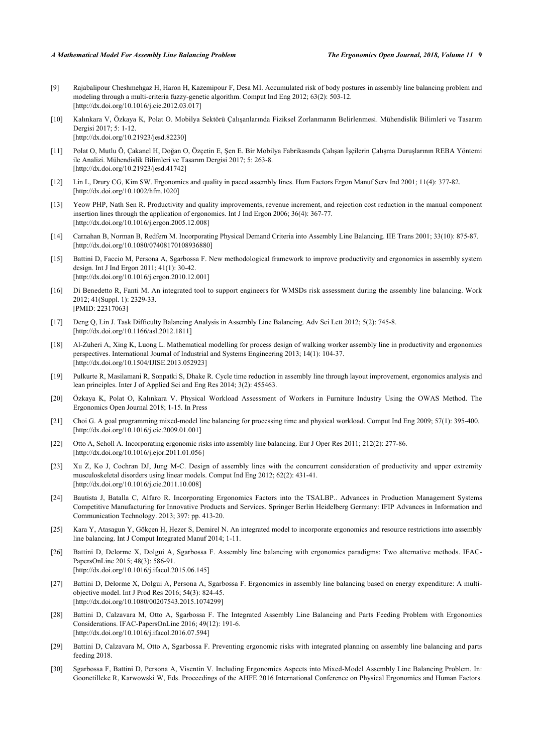[9] Rajabalipour Cheshmehgaz H, Haron H, Kazemipour F, Desa MI. Accumulated risk of body postures in assembly line balancing problem and modeling through a multi-criteria fuzzy-genetic algorithm. Comput Ind Eng 2012; 63(2): 503-12. [http://dx.doi.org/10.1016/j.cie.2012.03.017]

[10] Kalınkara V, Özkaya K, Polat O. Mobilya Sektörü Çalışanlarında Fiziksel Zorlanmanın Belirlenmesi. Mühendislik Bilimleri ve Tasarım Dergisi 2017; 5: 1-12. [http://dx.doi.org/10.21923/jesd.82230]

[11] Polat O, Mutlu Ö, Çakanel H, Doğan O, Özçetin E, Şen E. Bir Mobilya Fabrikasında Çalışan İşçilerin Çalışma Duruşlarının REBA Yöntemi ile Analizi. Mühendislik Bilimleri ve Tasarım Dergisi 2017; 5: 263-8. [http://dx.doi.org/10.21923/jesd.41742]

[12] Lin L, Drury CG, Kim SW. Ergonomics and quality in paced assembly lines. Hum Factors Ergon Manuf Serv Ind 2001; 11(4): 377-82. [http://dx.doi.org/10.1002/hfm.1020]

[13] Yeow PHP, Nath Sen R. Productivity and quality improvements, revenue increment, and rejection cost reduction in the manual component insertion lines through the application of ergonomics. Int J Ind Ergon 2006; 36(4): 367-77. [http://dx.doi.org/10.1016/j.ergon.2005.12.008]

[14] Carnahan B, Norman B, Redfern M. Incorporating Physical Demand Criteria into Assembly Line Balancing. IIE Trans 2001; 33(10): 875-87. [http://dx.doi.org/10.1080/07408170108936880]

[15] Battini D, Faccio M, Persona A, Sgarbossa F. New methodological framework to improve productivity and ergonomics in assembly system design. Int J Ind Ergon 2011; 41(1): 30-42. [http://dx.doi.org/10.1016/j.ergon.2010.12.001]

[16] Di Benedetto R, Fanti M. An integrated tool to support engineers for WMSDs risk assessment during the assembly line balancing. Work 2012; 41(Suppl. 1): 2329-33. [PMID: 22317063]

[17] Deng Q, Lin J. Task Difficulty Balancing Analysis in Assembly Line Balancing. Adv Sci Lett 2012; 5(2): 745-8. [http://dx.doi.org/10.1166/asl.2012.1811]

[18] Al-Zuheri A, Xing K, Luong L. Mathematical modelling for process design of walking worker assembly line in productivity and ergonomics perspectives. International Journal of Industrial and Systems Engineering 2013; 14(1): 104-37. [http://dx.doi.org/10.1504/IJISE.2013.052923]

[19] Pulkurte R, Masilamani R, Sonpatki S, Dhake R. Cycle time reduction in assembly line through layout improvement, ergonomics analysis and lean principles. Inter J of Applied Sci and Eng Res 2014; 3(2): 455463.

[20] Özkaya K, Polat O, Kalınkara V. Physical Workload Assessment of Workers in Furniture Industry Using the OWAS Method. The Ergonomics Open Journal 2018; 1-15. In Press

[21] Choi G. A goal programming mixed-model line balancing for processing time and physical workload. Comput Ind Eng 2009; 57(1): 395-400. [http://dx.doi.org/10.1016/j.cie.2009.01.001]

[22] Otto A, Scholl A. Incorporating ergonomic risks into assembly line balancing. Eur J Oper Res 2011; 212(2): 277-86. [http://dx.doi.org/10.1016/j.ejor.2011.01.056]

[23] Xu Z, Ko J, Cochran DJ, Jung M-C. Design of assembly lines with the concurrent consideration of productivity and upper extremity musculoskeletal disorders using linear models. Comput Ind Eng 2012; 62(2): 431-41. [http://dx.doi.org/10.1016/j.cie.2011.10.008]

[24] Bautista J, Batalla C, Alfaro R. Incorporating Ergonomics Factors into the TSALBP.. Advances in Production Management Systems Competitive Manufacturing for Innovative Products and Services. Springer Berlin Heidelberg Germany: IFIP Advances in Information and Communication Technology. 2013; 397: pp. 413-20.

[25] Kara Y, Atasagun Y, Gökçen H, Hezer S, Demirel N. An integrated model to incorporate ergonomics and resource restrictions into assembly line balancing. Int J Comput Integrated Manuf 2014; 1-11.

[26] Battini D, Delorme X, Dolgui A, Sgarbossa F. Assembly line balancing with ergonomics paradigms: Two alternative methods. IFAC-PapersOnLine 2015; 48(3): 586-91. [http://dx.doi.org/10.1016/j.ifacol.2015.06.145]

[27] Battini D, Delorme X, Dolgui A, Persona A, Sgarbossa F. Ergonomics in assembly line balancing based on energy expenditure: A multi-objective model. Int J Prod Res 2016; 54(3): 824-45. [http://dx.doi.org/10.1080/00207543.2015.1074299]

[28] Battini D, Calzavara M, Otto A, Sgarbossa F. The Integrated Assembly Line Balancing and Parts Feeding Problem with Ergonomics Considerations. IFAC-PapersOnLine 2016; 49(12): 191-6. [http://dx.doi.org/10.1016/j.ifacol.2016.07.594]

[29] Battini D, Calzavara M, Otto A, Sgarbossa F. Preventing ergonomic risks with integrated planning on assembly line balancing and parts feeding 2018.

[30] Sgarbossa F, Battini D, Persona A, Visentin V. Including Ergonomics Aspects into Mixed-Model Assembly Line Balancing Problem. In: Goonetilleke R, Karwowski W, Eds. Proceedings of the AHFE 2016 International Conference on Physical Ergonomics and Human Factors.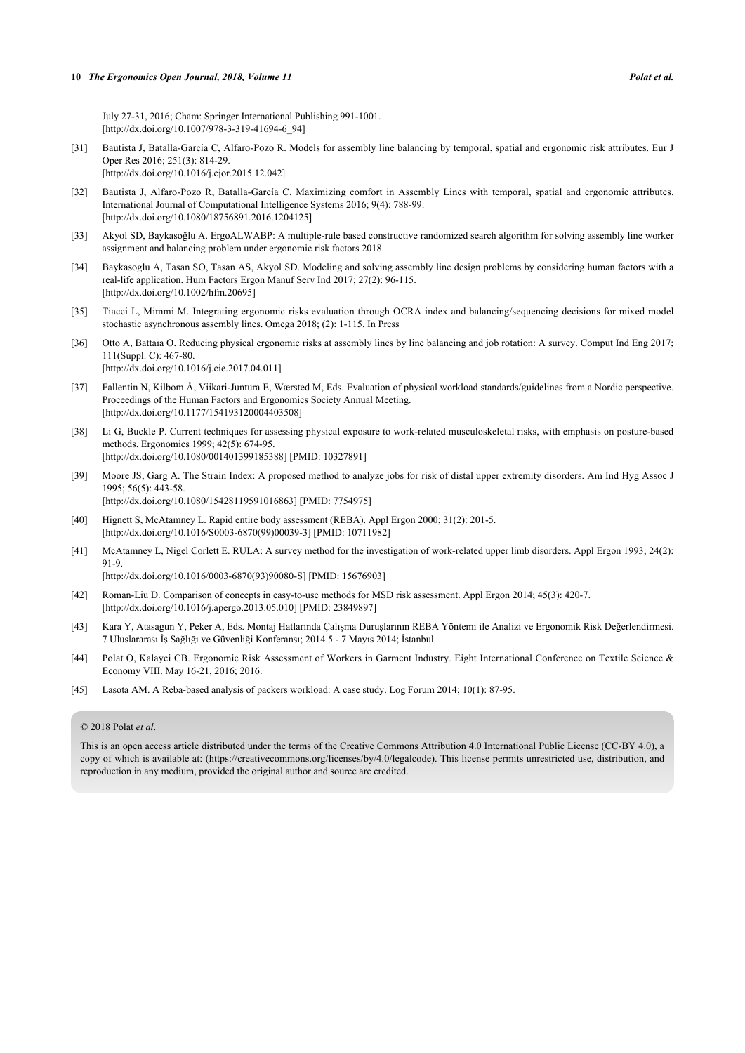July 27-31, 2016; Cham: Springer International Publishing 991-1001.
[http://dx.doi.org/10.1007/978-3-319-41694-6_94]

[31] Bautista J, Batalla-García C, Alfaro-Pozo R. Models for assembly line balancing by temporal, spatial and ergonomic risk attributes. Eur J Oper Res 2016; 251(3): 814-29.
[http://dx.doi.org/10.1016/j.ejor.2015.12.042]

[32] Bautista J, Alfaro-Pozo R, Batalla-García C. Maximizing comfort in Assembly Lines with temporal, spatial and ergonomic attributes. International Journal of Computational Intelligence Systems 2016; 9(4): 788-99.
[http://dx.doi.org/10.1080/18756891.2016.1204125]

[33] Akyol SD, Baykasoğlu A. ErgoALWABP: A multiple-rule based constructive randomized search algorithm for solving assembly line worker assignment and balancing problem under ergonomic risk factors 2018.

[34] Baykasoglu A, Tasan SO, Tasan AS, Akyol SD. Modeling and solving assembly line design problems by considering human factors with a real-life application. Hum Factors Ergon Manuf Serv Ind 2017; 27(2): 96-115.
[http://dx.doi.org/10.1002/hfm.20695]

[35] Tiacci L, Mimmi M. Integrating ergonomic risks evaluation through OCRA index and balancing/sequencing decisions for mixed model stochastic asynchronous assembly lines. Omega 2018; (2): 1-115. In Press

[36] Otto A, Battaïa O. Reducing physical ergonomic risks at assembly lines by line balancing and job rotation: A survey. Comput Ind Eng 2017; 111(Suppl. C): 467-80.
[http://dx.doi.org/10.1016/j.cie.2017.04.011]

[37] Fallentin N, Kilbom Å, Viikari-Juntura E, Wærsted M, Eds. Evaluation of physical workload standards/guidelines from a Nordic perspective. Proceedings of the Human Factors and Ergonomics Society Annual Meeting.
[http://dx.doi.org/10.1177/154193120004403508]

[38] Li G, Buckle P. Current techniques for assessing physical exposure to work-related musculoskeletal risks, with emphasis on posture-based methods. Ergonomics 1999; 42(5): 674-95.
[http://dx.doi.org/10.1080/001401399185388] [PMID: 10327891]

[39] Moore JS, Garg A. The Strain Index: A proposed method to analyze jobs for risk of distal upper extremity disorders. Am Ind Hyg Assoc J 1995; 56(5): 443-58.
[http://dx.doi.org/10.1080/15428119591016863] [PMID: 7754975]

[40] Hignett S, McAtamney L. Rapid entire body assessment (REBA). Appl Ergon 2000; 31(2): 201-5.
[http://dx.doi.org/10.1016/S0003-6870(99)00039-3] [PMID: 10711982]

[41] McAtamney L, Nigel Corlett E. RULA: A survey method for the investigation of work-related upper limb disorders. Appl Ergon 1993; 24(2): 91-9.
[http://dx.doi.org/10.1016/0003-6870(93)90080-S] [PMID: 15676903]

[42] Roman-Liu D. Comparison of concepts in easy-to-use methods for MSD risk assessment. Appl Ergon 2014; 45(3): 420-7.
[http://dx.doi.org/10.1016/j.apergo.2013.05.010] [PMID: 23849897]

[43] Kara Y, Atasagun Y, Peker A, Eds. Montaj Hatlarında Çalışma Duruşlarının REBA Yöntemi ile Analizi ve Ergonomik Risk Değerlendirmesi. 7 Uluslararası İş Sağlığı ve Güvenliği Konferansı; 2014 5 - 7 Mayıs 2014; İstanbul.

[44] Polat O, Kalayci CB. Ergonomic Risk Assessment of Workers in Garment Industry. Eight International Conference on Textile Science & Economy VIII. May 16-21, 2016; 2016.

[45] Lasota AM. A Reba-based analysis of packers workload: A case study. Log Forum 2014; 10(1): 87-95.

© 2018 Polat *et al*.

This is an open access article distributed under the terms of the Creative Commons Attribution 4.0 International Public License (CC-BY 4.0), a copy of which is available at: (https://creativecommons.org/licenses/by/4.0/legalcode). This license permits unrestricted use, distribution, and reproduction in any medium, provided the original author and source are credited.